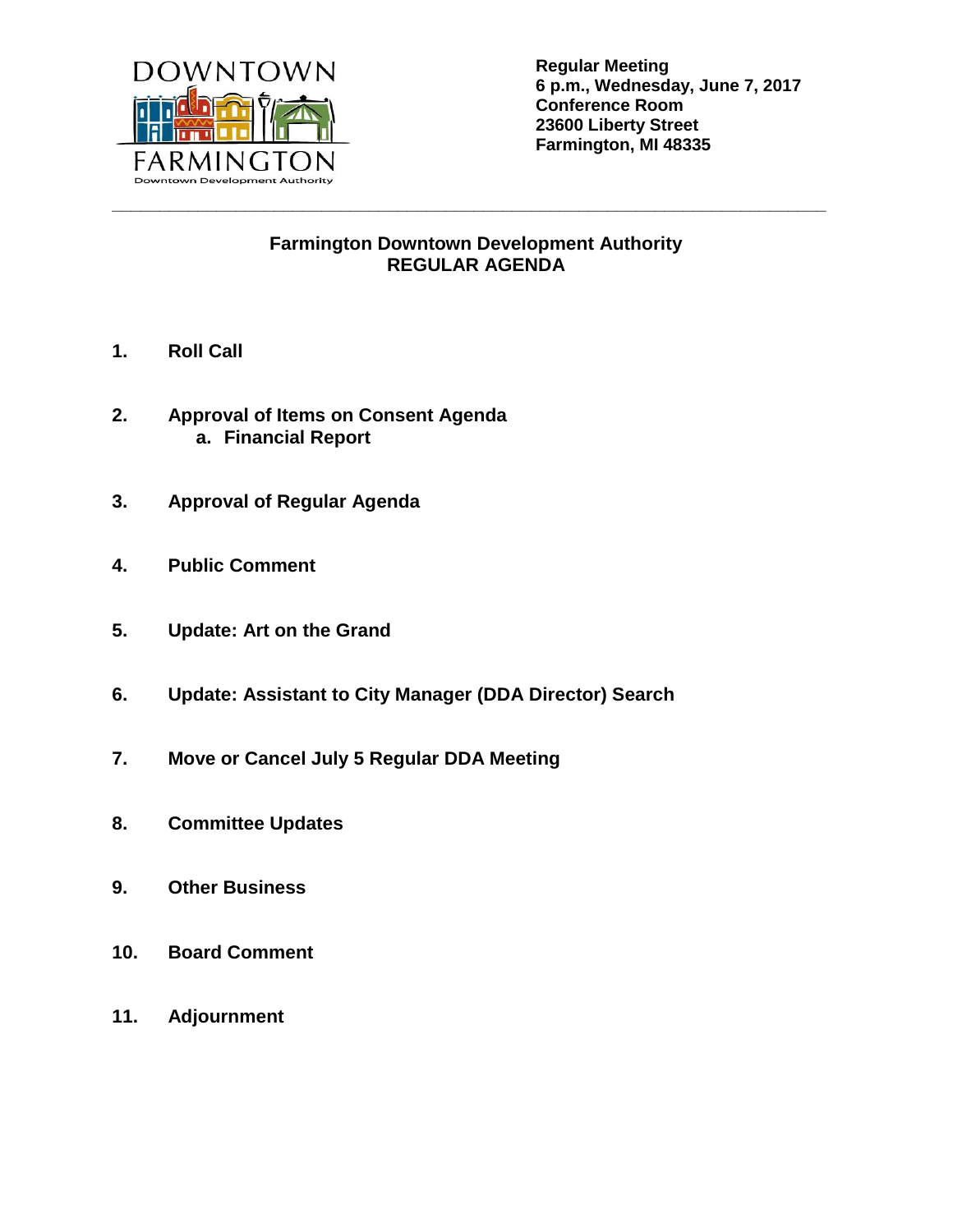DOWNTOWN FARMINGTON
Downtown Development Authority

**Regular Meeting**
**6 p.m., Wednesday, June 7, 2017**
**Conference Room**
**23600 Liberty Street**
**Farmington, MI 48335**

---

## Farmington Downtown Development Authority
## REGULAR AGENDA

1. **Roll Call**

2. **Approval of Items on Consent Agenda**
   a. **Financial Report**

3. **Approval of Regular Agenda**

4. **Public Comment**

5. **Update: Art on the Grand**

6. **Update: Assistant to City Manager (DDA Director) Search**

7. **Move or Cancel July 5 Regular DDA Meeting**

8. **Committee Updates**

9. **Other Business**

10. **Board Comment**

11. **Adjournment**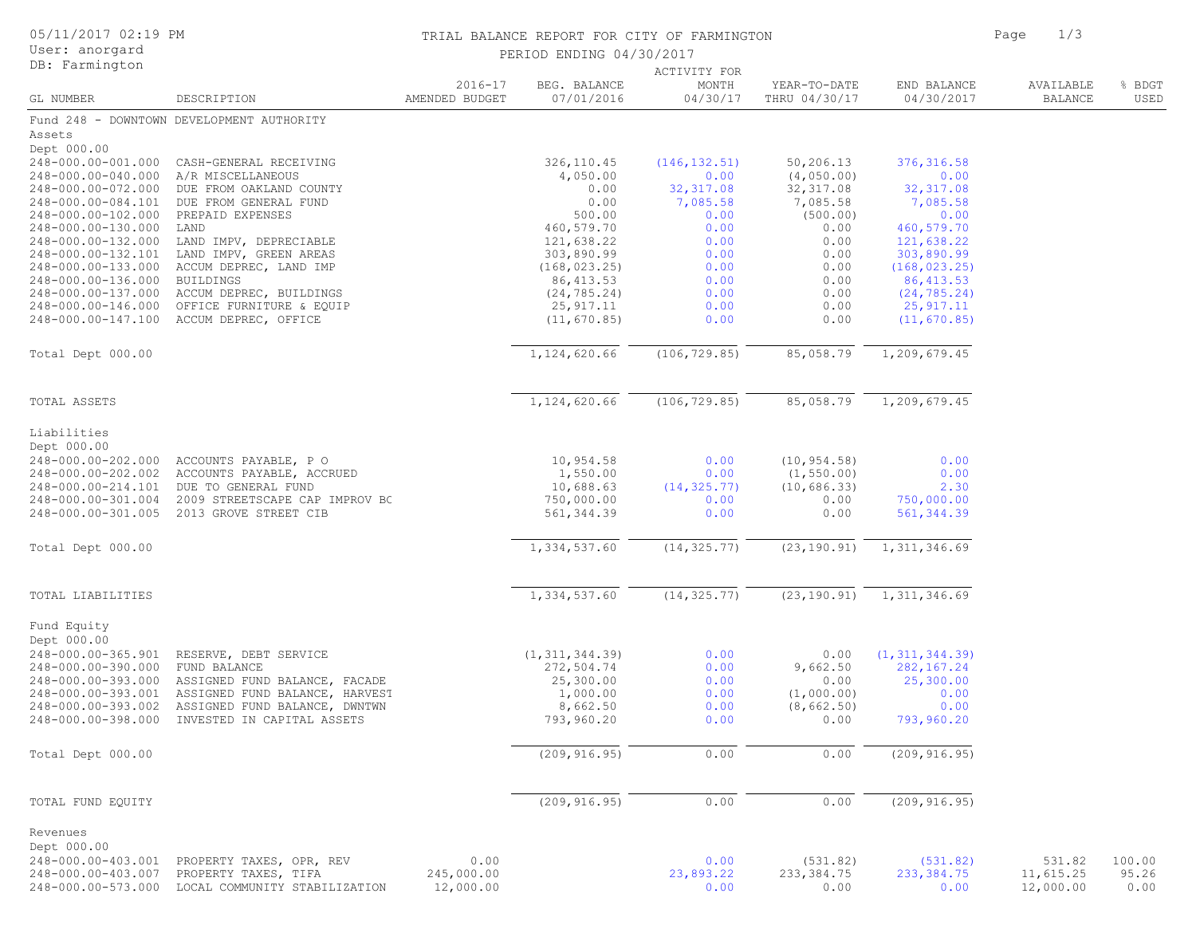05/11/2017 02:19 PM
User: anorgard
DB: Farmington

# TRIAL BALANCE REPORT FOR CITY OF FARMINGTON

PERIOD ENDING 04/30/2017

| GL NUMBER | DESCRIPTION | 2016-17 AMENDED BUDGET | BEG. BALANCE 07/01/2016 | ACTIVITY FOR MONTH 04/30/17 | YEAR-TO-DATE THRU 04/30/17 | END BALANCE 04/30/2017 | AVAILABLE BALANCE | % BDGT USED |
|---|---|---|---|---|---|---|---|---|
| **Fund 248 - DOWNTOWN DEVELOPMENT AUTHORITY** | | | | | | | | |
| **Assets** | | | | | | | | |
| Dept 000.00 | | | | | | | | |
| 248-000.00-001.000 | CASH-GENERAL RECEIVING | | 326,110.45 | (146,132.51) | 50,206.13 | 376,316.58 | | |
| 248-000.00-040.000 | A/R MISCELLANEOUS | | 4,050.00 | 0.00 | (4,050.00) | 0.00 | | |
| 248-000.00-072.000 | DUE FROM OAKLAND COUNTY | | 0.00 | 32,317.08 | 32,317.08 | 32,317.08 | | |
| 248-000.00-084.101 | DUE FROM GENERAL FUND | | 0.00 | 7,085.58 | 7,085.58 | 7,085.58 | | |
| 248-000.00-102.000 | PREPAID EXPENSES | | 500.00 | 0.00 | (500.00) | 0.00 | | |
| 248-000.00-130.000 | LAND | | 460,579.70 | 0.00 | 0.00 | 460,579.70 | | |
| 248-000.00-132.000 | LAND IMPV, DEPRECIABLE | | 121,638.22 | 0.00 | 0.00 | 121,638.22 | | |
| 248-000.00-132.101 | LAND IMPV, GREEN AREAS | | 303,890.99 | 0.00 | 0.00 | 303,890.99 | | |
| 248-000.00-133.000 | ACCUM DEPREC, LAND IMP | | (168,023.25) | 0.00 | 0.00 | (168,023.25) | | |
| 248-000.00-136.000 | BUILDINGS | | 86,413.53 | 0.00 | 0.00 | 86,413.53 | | |
| 248-000.00-137.000 | ACCUM DEPREC, BUILDINGS | | (24,785.24) | 0.00 | 0.00 | (24,785.24) | | |
| 248-000.00-146.000 | OFFICE FURNITURE & EQUIP | | 25,917.11 | 0.00 | 0.00 | 25,917.11 | | |
| 248-000.00-147.100 | ACCUM DEPREC, OFFICE | | (11,670.85) | 0.00 | 0.00 | (11,670.85) | | |
| Total Dept 000.00 | | | 1,124,620.66 | (106,729.85) | 85,058.79 | 1,209,679.45 | | |
| TOTAL ASSETS | | | 1,124,620.66 | (106,729.85) | 85,058.79 | 1,209,679.45 | | |
| **Liabilities** | | | | | | | | |
| Dept 000.00 | | | | | | | | |
| 248-000.00-202.000 | ACCOUNTS PAYABLE, P O | | 10,954.58 | 0.00 | (10,954.58) | 0.00 | | |
| 248-000.00-202.002 | ACCOUNTS PAYABLE, ACCRUED | | 1,550.00 | 0.00 | (1,550.00) | 0.00 | | |
| 248-000.00-214.101 | DUE TO GENERAL FUND | | 10,688.63 | (14,325.77) | (10,686.33) | 2.30 | | |
| 248-000.00-301.004 | 2009 STREETSCAPE CAP IMPROV BC | | 750,000.00 | 0.00 | 0.00 | 750,000.00 | | |
| 248-000.00-301.005 | 2013 GROVE STREET CIB | | 561,344.39 | 0.00 | 0.00 | 561,344.39 | | |
| Total Dept 000.00 | | | 1,334,537.60 | (14,325.77) | (23,190.91) | 1,311,346.69 | | |
| TOTAL LIABILITIES | | | 1,334,537.60 | (14,325.77) | (23,190.91) | 1,311,346.69 | | |
| **Fund Equity** | | | | | | | | |
| Dept 000.00 | | | | | | | | |
| 248-000.00-365.901 | RESERVE, DEBT SERVICE | | (1,311,344.39) | 0.00 | 0.00 | (1,311,344.39) | | |
| 248-000.00-390.000 | FUND BALANCE | | 272,504.74 | 0.00 | 9,662.50 | 282,167.24 | | |
| 248-000.00-393.000 | ASSIGNED FUND BALANCE, FACADE | | 25,300.00 | 0.00 | 0.00 | 25,300.00 | | |
| 248-000.00-393.001 | ASSIGNED FUND BALANCE, HARVEST | | 1,000.00 | 0.00 | (1,000.00) | 0.00 | | |
| 248-000.00-393.002 | ASSIGNED FUND BALANCE, DWNTWN | | 8,662.50 | 0.00 | (8,662.50) | 0.00 | | |
| 248-000.00-398.000 | INVESTED IN CAPITAL ASSETS | | 793,960.20 | 0.00 | 0.00 | 793,960.20 | | |
| Total Dept 000.00 | | | (209,916.95) | 0.00 | 0.00 | (209,916.95) | | |
| TOTAL FUND EQUITY | | | (209,916.95) | 0.00 | 0.00 | (209,916.95) | | |
| **Revenues** | | | | | | | | |
| Dept 000.00 | | | | | | | | |
| 248-000.00-403.001 | PROPERTY TAXES, OPR, REV | 0.00 | | 0.00 | (531.82) | (531.82) | 531.82 | 100.00 |
| 248-000.00-403.007 | PROPERTY TAXES, TIFA | 245,000.00 | | 23,893.22 | 233,384.75 | 233,384.75 | 11,615.25 | 95.26 |
| 248-000.00-573.000 | LOCAL COMMUNITY STABILIZATION | 12,000.00 | | 0.00 | 0.00 | 0.00 | 12,000.00 | 0.00 |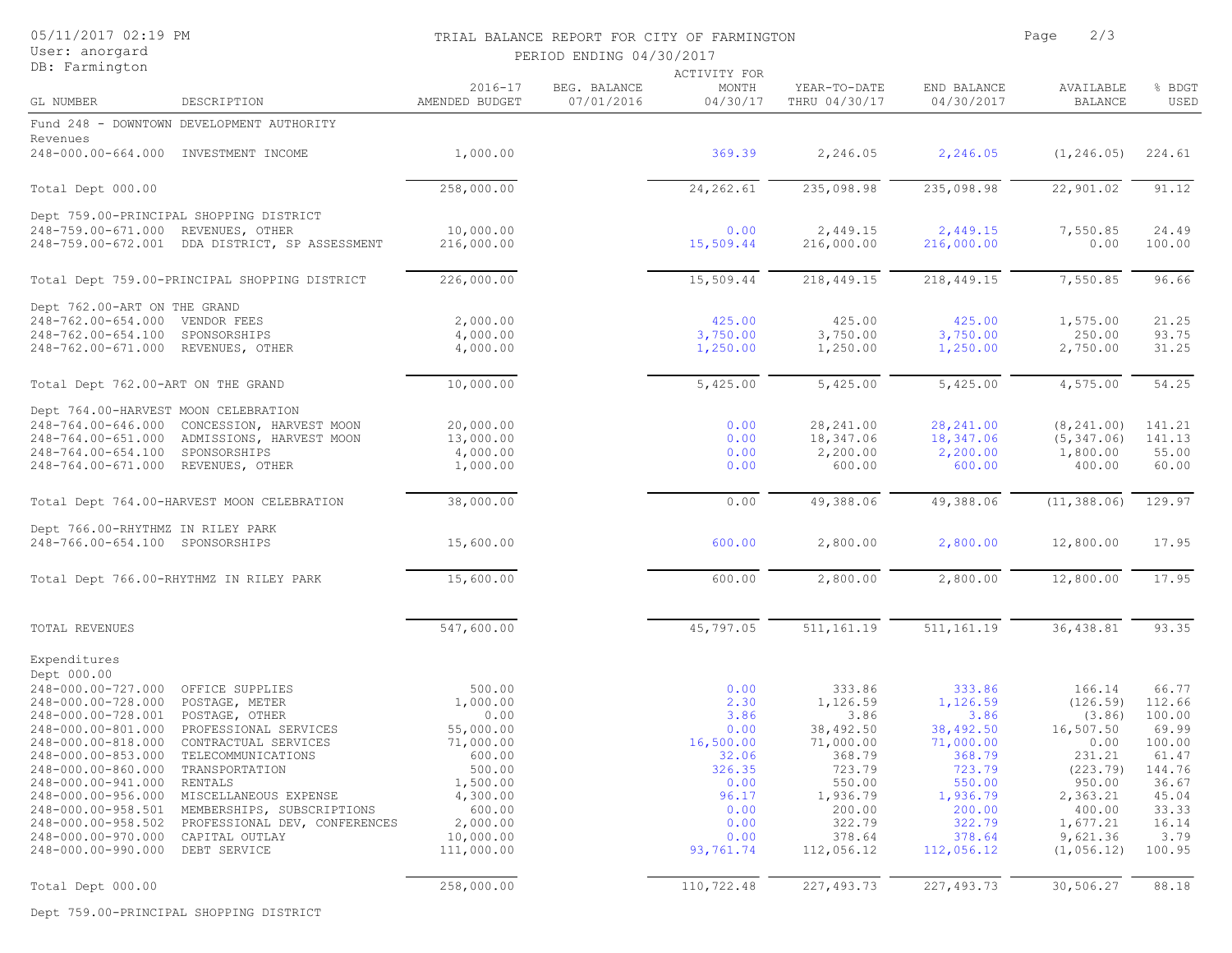TRIAL BALANCE REPORT FOR CITY OF FARMINGTON

PERIOD ENDING 04/30/2017

05/11/2017 02:19 PM
User: anorgard
DB: Farmington

| GL NUMBER | DESCRIPTION | 2016-17 AMENDED BUDGET | BEG. BALANCE 07/01/2016 | ACTIVITY FOR MONTH 04/30/17 | YEAR-TO-DATE THRU 04/30/17 | END BALANCE 04/30/2017 | AVAILABLE BALANCE | % BDGT USED |
|---|---|---|---|---|---|---|---|---|
| Fund 248 - DOWNTOWN DEVELOPMENT AUTHORITY | | | | | | | | |
| Revenues | | | | | | | | |
| 248-000.00-664.000 | INVESTMENT INCOME | 1,000.00 | | 369.39 | 2,246.05 | 2,246.05 | (1,246.05) | 224.61 |
| Total Dept 000.00 | | 258,000.00 | | 24,262.61 | 235,098.98 | 235,098.98 | 22,901.02 | 91.12 |
| Dept 759.00-PRINCIPAL SHOPPING DISTRICT | | | | | | | | |
| 248-759.00-671.000 | REVENUES, OTHER | 10,000.00 | | 0.00 | 2,449.15 | 2,449.15 | 7,550.85 | 24.49 |
| 248-759.00-672.001 | DDA DISTRICT, SP ASSESSMENT | 216,000.00 | | 15,509.44 | 216,000.00 | 216,000.00 | 0.00 | 100.00 |
| Total Dept 759.00-PRINCIPAL SHOPPING DISTRICT | | 226,000.00 | | 15,509.44 | 218,449.15 | 218,449.15 | 7,550.85 | 96.66 |
| Dept 762.00-ART ON THE GRAND | | | | | | | | |
| 248-762.00-654.000 | VENDOR FEES | 2,000.00 | | 425.00 | 425.00 | 425.00 | 1,575.00 | 21.25 |
| 248-762.00-654.100 | SPONSORSHIPS | 4,000.00 | | 3,750.00 | 3,750.00 | 3,750.00 | 250.00 | 93.75 |
| 248-762.00-671.000 | REVENUES, OTHER | 4,000.00 | | 1,250.00 | 1,250.00 | 1,250.00 | 2,750.00 | 31.25 |
| Total Dept 762.00-ART ON THE GRAND | | 10,000.00 | | 5,425.00 | 5,425.00 | 5,425.00 | 4,575.00 | 54.25 |
| Dept 764.00-HARVEST MOON CELEBRATION | | | | | | | | |
| 248-764.00-646.000 | CONCESSION, HARVEST MOON | 20,000.00 | | 0.00 | 28,241.00 | 28,241.00 | (8,241.00) | 141.21 |
| 248-764.00-651.000 | ADMISSIONS, HARVEST MOON | 13,000.00 | | 0.00 | 18,347.06 | 18,347.06 | (5,347.06) | 141.13 |
| 248-764.00-654.100 | SPONSORSHIPS | 4,000.00 | | 0.00 | 2,200.00 | 2,200.00 | 1,800.00 | 55.00 |
| 248-764.00-671.000 | REVENUES, OTHER | 1,000.00 | | 0.00 | 600.00 | 600.00 | 400.00 | 60.00 |
| Total Dept 764.00-HARVEST MOON CELEBRATION | | 38,000.00 | | 0.00 | 49,388.06 | 49,388.06 | (11,388.06) | 129.97 |
| Dept 766.00-RHYTHMZ IN RILEY PARK | | | | | | | | |
| 248-766.00-654.100 | SPONSORSHIPS | 15,600.00 | | 600.00 | 2,800.00 | 2,800.00 | 12,800.00 | 17.95 |
| Total Dept 766.00-RHYTHMZ IN RILEY PARK | | 15,600.00 | | 600.00 | 2,800.00 | 2,800.00 | 12,800.00 | 17.95 |
| TOTAL REVENUES | | 547,600.00 | | 45,797.05 | 511,161.19 | 511,161.19 | 36,438.81 | 93.35 |
| Expenditures | | | | | | | | |
| Dept 000.00 | | | | | | | | |
| 248-000.00-727.000 | OFFICE SUPPLIES | 500.00 | | 0.00 | 333.86 | 333.86 | 166.14 | 66.77 |
| 248-000.00-728.000 | POSTAGE, METER | 1,000.00 | | 2.30 | 1,126.59 | 1,126.59 | (126.59) | 112.66 |
| 248-000.00-728.001 | POSTAGE, OTHER | 0.00 | | 3.86 | 3.86 | 3.86 | (3.86) | 100.00 |
| 248-000.00-801.000 | PROFESSIONAL SERVICES | 55,000.00 | | 0.00 | 38,492.50 | 38,492.50 | 16,507.50 | 69.99 |
| 248-000.00-818.000 | CONTRACTUAL SERVICES | 71,000.00 | | 16,500.00 | 71,000.00 | 71,000.00 | 0.00 | 100.00 |
| 248-000.00-853.000 | TELECOMMUNICATIONS | 600.00 | | 32.06 | 368.79 | 368.79 | 231.21 | 61.47 |
| 248-000.00-860.000 | TRANSPORTATION | 500.00 | | 326.35 | 723.79 | 723.79 | (223.79) | 144.76 |
| 248-000.00-941.000 | RENTALS | 1,500.00 | | 0.00 | 550.00 | 550.00 | 950.00 | 36.67 |
| 248-000.00-956.000 | MISCELLANEOUS EXPENSE | 4,300.00 | | 96.17 | 1,936.79 | 1,936.79 | 2,363.21 | 45.04 |
| 248-000.00-958.501 | MEMBERSHIPS, SUBSCRIPTIONS | 600.00 | | 0.00 | 200.00 | 200.00 | 400.00 | 33.33 |
| 248-000.00-958.502 | PROFESSIONAL DEV, CONFERENCES | 2,000.00 | | 0.00 | 322.79 | 322.79 | 1,677.21 | 16.14 |
| 248-000.00-970.000 | CAPITAL OUTLAY | 10,000.00 | | 0.00 | 378.64 | 378.64 | 9,621.36 | 3.79 |
| 248-000.00-990.000 | DEBT SERVICE | 111,000.00 | | 93,761.74 | 112,056.12 | 112,056.12 | (1,056.12) | 100.95 |
| Total Dept 000.00 | | 258,000.00 | | 110,722.48 | 227,493.73 | 227,493.73 | 30,506.27 | 88.18 |
| Dept 759.00-PRINCIPAL SHOPPING DISTRICT | | | | | | | | |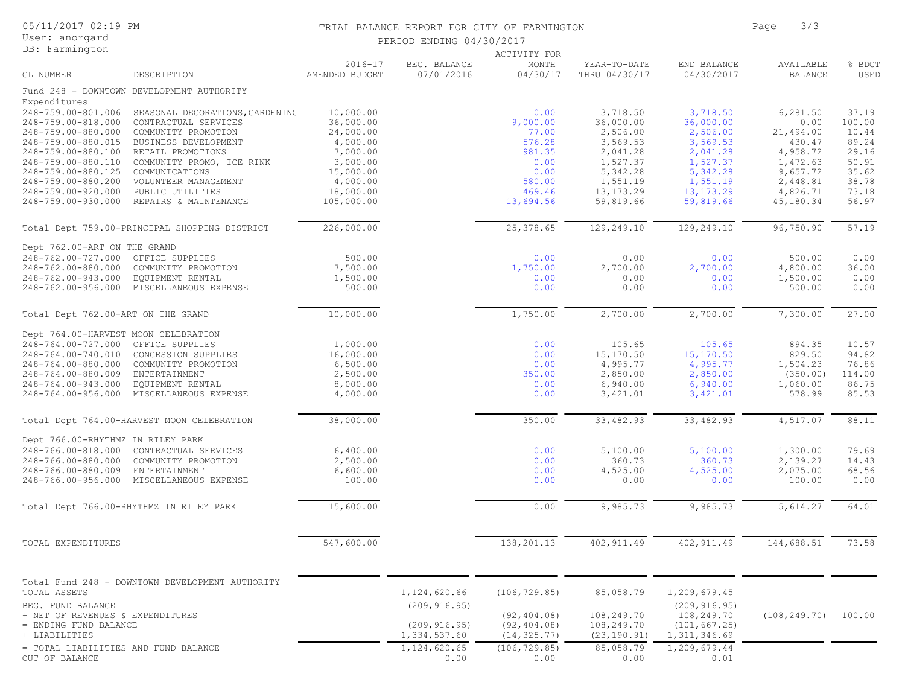# TRIAL BALANCE REPORT FOR CITY OF FARMINGTON

PERIOD ENDING 04/30/2017

05/11/2017 02:19 PM
User: anorgard
DB: Farmington

| GL NUMBER | DESCRIPTION | 2016-17 AMENDED BUDGET | BEG. BALANCE 07/01/2016 | ACTIVITY FOR MONTH 04/30/17 | YEAR-TO-DATE THRU 04/30/17 | END BALANCE 04/30/2017 | AVAILABLE BALANCE | % BDGT USED |
|---|---|---|---|---|---|---|---|---|
| Fund 248 - DOWNTOWN DEVELOPMENT AUTHORITY | | | | | | | | |
| Expenditures | | | | | | | | |
| 248-759.00-801.006 | SEASONAL DECORATIONS,GARDENING | 10,000.00 | | 0.00 | 3,718.50 | 3,718.50 | 6,281.50 | 37.19 |
| 248-759.00-818.000 | CONTRACTUAL SERVICES | 36,000.00 | | 9,000.00 | 36,000.00 | 36,000.00 | 0.00 | 100.00 |
| 248-759.00-880.000 | COMMUNITY PROMOTION | 24,000.00 | | 77.00 | 2,506.00 | 2,506.00 | 21,494.00 | 10.44 |
| 248-759.00-880.015 | BUSINESS DEVELOPMENT | 4,000.00 | | 576.28 | 3,569.53 | 3,569.53 | 430.47 | 89.24 |
| 248-759.00-880.100 | RETAIL PROMOTIONS | 7,000.00 | | 981.35 | 2,041.28 | 2,041.28 | 4,958.72 | 29.16 |
| 248-759.00-880.110 | COMMUNITY PROMO, ICE RINK | 3,000.00 | | 0.00 | 1,527.37 | 1,527.37 | 1,472.63 | 50.91 |
| 248-759.00-880.125 | COMMUNICATIONS | 15,000.00 | | 0.00 | 5,342.28 | 5,342.28 | 9,657.72 | 35.62 |
| 248-759.00-880.200 | VOLUNTEER MANAGEMENT | 4,000.00 | | 580.00 | 1,551.19 | 1,551.19 | 2,448.81 | 38.78 |
| 248-759.00-920.000 | PUBLIC UTILITIES | 18,000.00 | | 469.46 | 13,173.29 | 13,173.29 | 4,826.71 | 73.18 |
| 248-759.00-930.000 | REPAIRS & MAINTENANCE | 105,000.00 | | 13,694.56 | 59,819.66 | 59,819.66 | 45,180.34 | 56.97 |
| Total Dept 759.00-PRINCIPAL SHOPPING DISTRICT | | 226,000.00 | | 25,378.65 | 129,249.10 | 129,249.10 | 96,750.90 | 57.19 |
| Dept 762.00-ART ON THE GRAND | | | | | | | | |
| 248-762.00-727.000 | OFFICE SUPPLIES | 500.00 | | 0.00 | 0.00 | 0.00 | 500.00 | 0.00 |
| 248-762.00-880.000 | COMMUNITY PROMOTION | 7,500.00 | | 1,750.00 | 2,700.00 | 2,700.00 | 4,800.00 | 36.00 |
| 248-762.00-943.000 | EQUIPMENT RENTAL | 1,500.00 | | 0.00 | 0.00 | 0.00 | 1,500.00 | 0.00 |
| 248-762.00-956.000 | MISCELLANEOUS EXPENSE | 500.00 | | 0.00 | 0.00 | 0.00 | 500.00 | 0.00 |
| Total Dept 762.00-ART ON THE GRAND | | 10,000.00 | | 1,750.00 | 2,700.00 | 2,700.00 | 7,300.00 | 27.00 |
| Dept 764.00-HARVEST MOON CELEBRATION | | | | | | | | |
| 248-764.00-727.000 | OFFICE SUPPLIES | 1,000.00 | | 0.00 | 105.65 | 105.65 | 894.35 | 10.57 |
| 248-764.00-740.010 | CONCESSION SUPPLIES | 16,000.00 | | 0.00 | 15,170.50 | 15,170.50 | 829.50 | 94.82 |
| 248-764.00-880.000 | COMMUNITY PROMOTION | 6,500.00 | | 0.00 | 4,995.77 | 4,995.77 | 1,504.23 | 76.86 |
| 248-764.00-880.009 | ENTERTAINMENT | 2,500.00 | | 350.00 | 2,850.00 | 2,850.00 | (350.00) | 114.00 |
| 248-764.00-943.000 | EQUIPMENT RENTAL | 8,000.00 | | 0.00 | 6,940.00 | 6,940.00 | 1,060.00 | 86.75 |
| 248-764.00-956.000 | MISCELLANEOUS EXPENSE | 4,000.00 | | 0.00 | 3,421.01 | 3,421.01 | 578.99 | 85.53 |
| Total Dept 764.00-HARVEST MOON CELEBRATION | | 38,000.00 | | 350.00 | 33,482.93 | 33,482.93 | 4,517.07 | 88.11 |
| Dept 766.00-RHYTHMZ IN RILEY PARK | | | | | | | | |
| 248-766.00-818.000 | CONTRACTUAL SERVICES | 6,400.00 | | 0.00 | 5,100.00 | 5,100.00 | 1,300.00 | 79.69 |
| 248-766.00-880.000 | COMMUNITY PROMOTION | 2,500.00 | | 0.00 | 360.73 | 360.73 | 2,139.27 | 14.43 |
| 248-766.00-880.009 | ENTERTAINMENT | 6,600.00 | | 0.00 | 4,525.00 | 4,525.00 | 2,075.00 | 68.56 |
| 248-766.00-956.000 | MISCELLANEOUS EXPENSE | 100.00 | | 0.00 | 0.00 | 0.00 | 100.00 | 0.00 |
| Total Dept 766.00-RHYTHMZ IN RILEY PARK | | 15,600.00 | | 0.00 | 9,985.73 | 9,985.73 | 5,614.27 | 64.01 |
| TOTAL EXPENDITURES | | 547,600.00 | | 138,201.13 | 402,911.49 | 402,911.49 | 144,688.51 | 73.58 |
| Total Fund 248 - DOWNTOWN DEVELOPMENT AUTHORITY | | | | | | | | |
| TOTAL ASSETS | | | 1,124,620.66 | (106,729.85) | 85,058.79 | 1,209,679.45 | | |
| BEG. FUND BALANCE | | | (209,916.95) | | | (209,916.95) | | |
| + NET OF REVENUES & EXPENDITURES | | | | (92,404.08) | 108,249.70 | 108,249.70 | (108,249.70) | 100.00 |
| = ENDING FUND BALANCE | | | (209,916.95) | (92,404.08) | 108,249.70 | (101,667.25) | | |
| + LIABILITIES | | | 1,334,537.60 | (14,325.77) | (23,190.91) | 1,311,346.69 | | |
| = TOTAL LIABILITIES AND FUND BALANCE | | | 1,124,620.65 | (106,729.85) | 85,058.79 | 1,209,679.44 | | |
| OUT OF BALANCE | | | 0.00 | 0.00 | 0.00 | 0.01 | | |